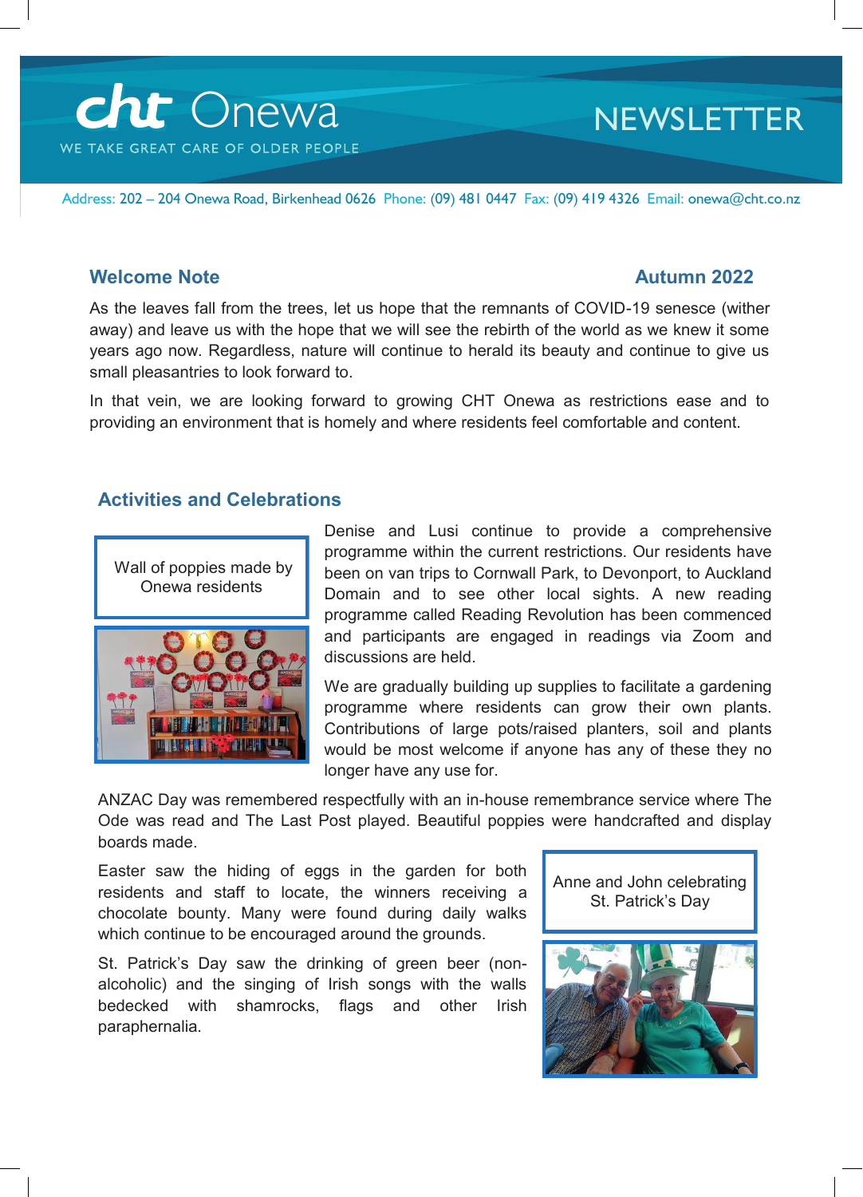# cht Onewa NEWSLETTER

WE TAKE GREAT CARE OF OLDER PEOPLE

Address: 202 – 204 Onewa Road, Birkenhead 0626 Phone: (09) 481 0447 Fax: (09) 419 4326 Email: onewa@cht.co.nz

## Welcome Note

**Autumn 2022**

As the leaves fall from the trees, let us hope that the remnants of COVID-19 senesce (wither away) and leave us with the hope that we will see the rebirth of the world as we knew it some years ago now. Regardless, nature will continue to herald its beauty and continue to give us small pleasantries to look forward to.

In that vein, we are looking forward to growing CHT Onewa as restrictions ease and to providing an environment that is homely and where residents feel comfortable and content.

## Activities and Celebrations

Wall of poppies made by Onewa residents

Denise and Lusi continue to provide a comprehensive programme within the current restrictions. Our residents have been on van trips to Cornwall Park, to Devonport, to Auckland Domain and to see other local sights. A new reading programme called Reading Revolution has been commenced and participants are engaged in readings via Zoom and discussions are held.

We are gradually building up supplies to facilitate a gardening programme where residents can grow their own plants. Contributions of large pots/raised planters, soil and plants would be most welcome if anyone has any of these they no longer have any use for.

ANZAC Day was remembered respectfully with an in-house remembrance service where The Ode was read and The Last Post played. Beautiful poppies were handcrafted and display boards made.

Easter saw the hiding of eggs in the garden for both residents and staff to locate, the winners receiving a chocolate bounty. Many were found during daily walks which continue to be encouraged around the grounds.

St. Patrick's Day saw the drinking of green beer (non-alcoholic) and the singing of Irish songs with the walls bedecked with shamrocks, flags and other Irish paraphernalia.

Anne and John celebrating St. Patrick's Day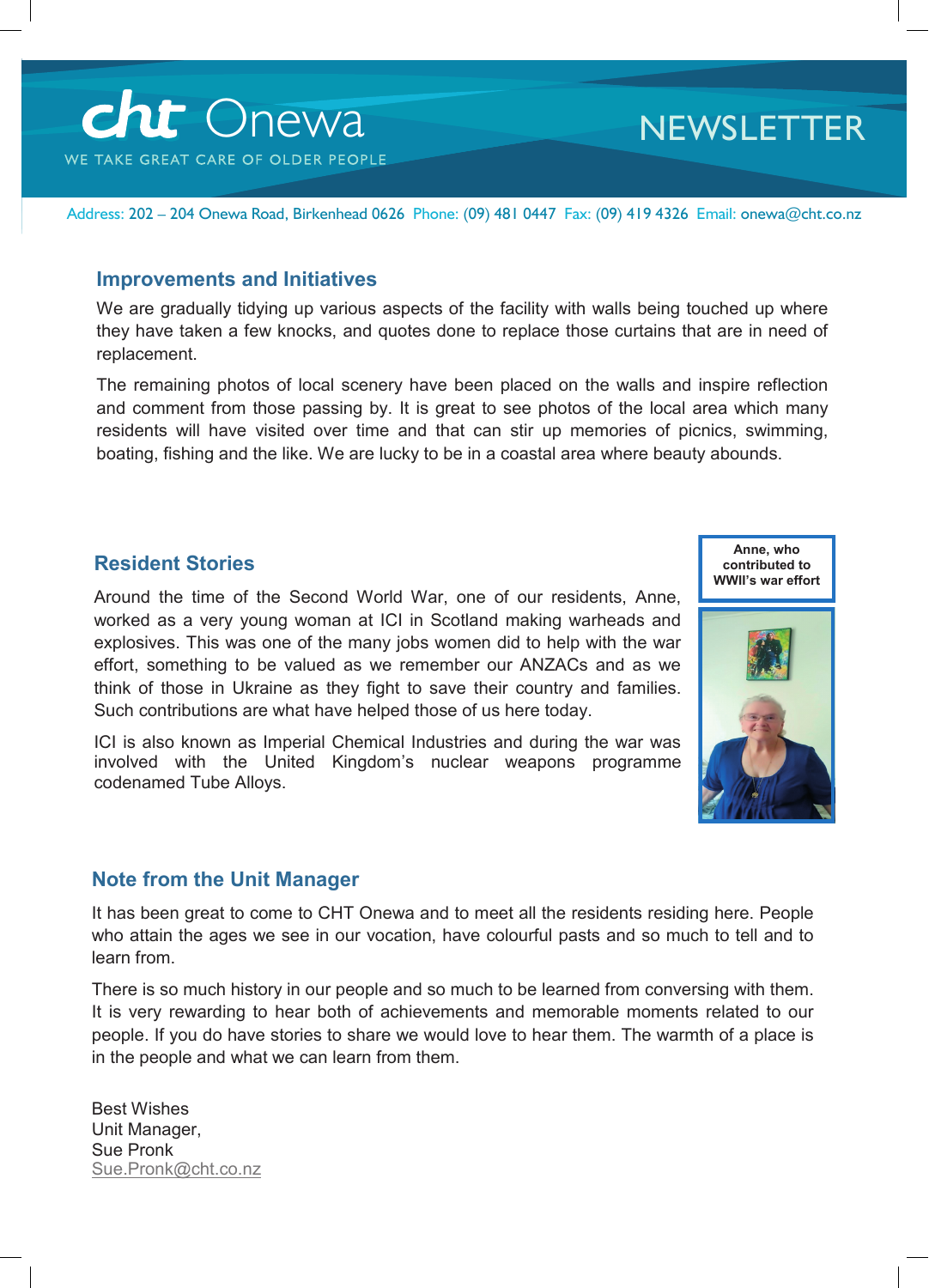# cht Onewa NEWSLETTER

WE TAKE GREAT CARE OF OLDER PEOPLE

Address: 202 – 204 Onewa Road, Birkenhead 0626 Phone: (09) 481 0447 Fax: (09) 419 4326 Email: onewa@cht.co.nz

## Improvements and Initiatives

We are gradually tidying up various aspects of the facility with walls being touched up where they have taken a few knocks, and quotes done to replace those curtains that are in need of replacement.

The remaining photos of local scenery have been placed on the walls and inspire reflection and comment from those passing by. It is great to see photos of the local area which many residents will have visited over time and that can stir up memories of picnics, swimming, boating, fishing and the like. We are lucky to be in a coastal area where beauty abounds.

## Resident Stories

Around the time of the Second World War, one of our residents, Anne, worked as a very young woman at ICI in Scotland making warheads and explosives. This was one of the many jobs women did to help with the war effort, something to be valued as we remember our ANZACs and as we think of those in Ukraine as they fight to save their country and families. Such contributions are what have helped those of us here today.

ICI is also known as Imperial Chemical Industries and during the war was involved with the United Kingdom's nuclear weapons programme codenamed Tube Alloys.

**Anne, who contributed to WWII's war effort**

## Note from the Unit Manager

It has been great to come to CHT Onewa and to meet all the residents residing here. People who attain the ages we see in our vocation, have colourful pasts and so much to tell and to learn from.

There is so much history in our people and so much to be learned from conversing with them. It is very rewarding to hear both of achievements and memorable moments related to our people. If you do have stories to share we would love to hear them. The warmth of a place is in the people and what we can learn from them.

Best Wishes
Unit Manager,
Sue Pronk
Sue.Pronk@cht.co.nz